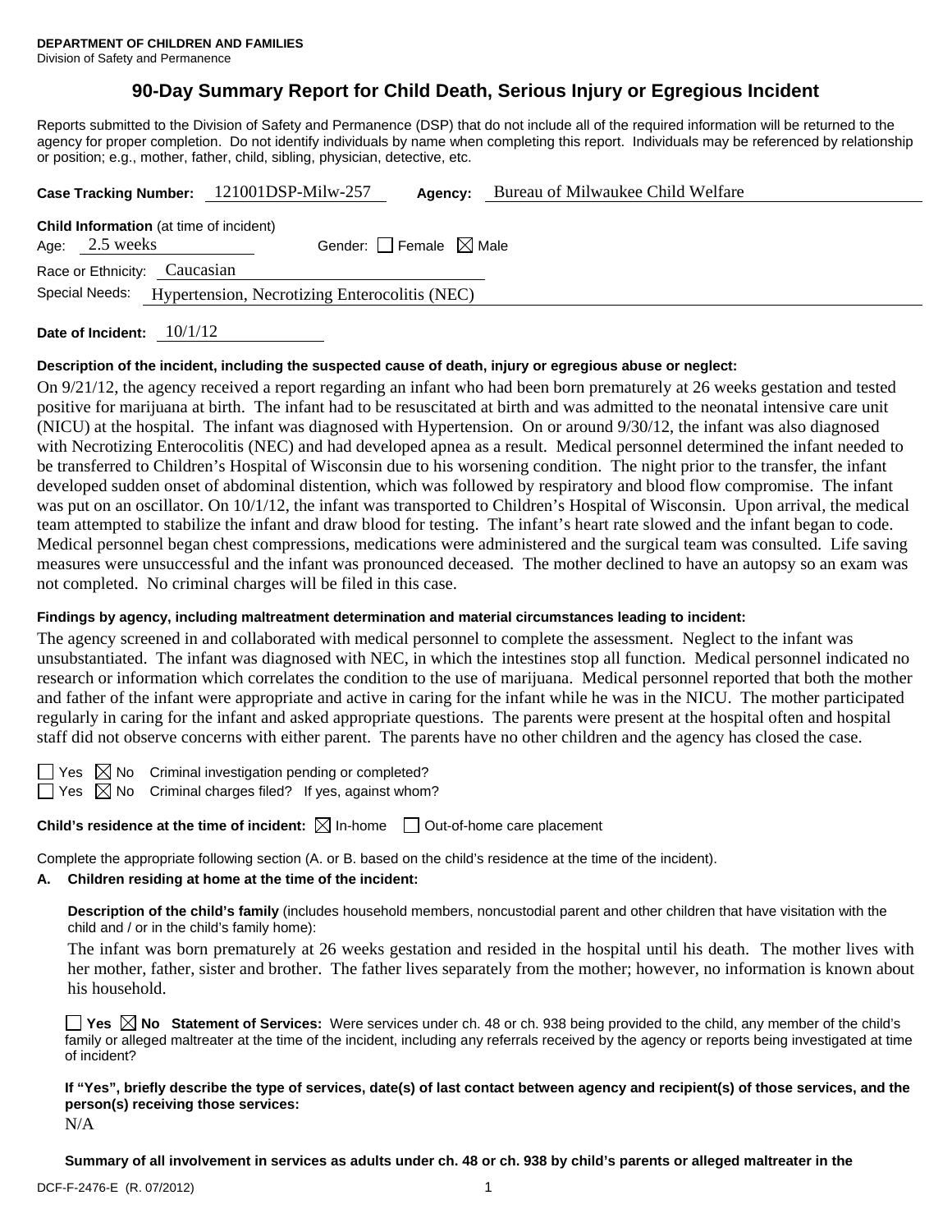**DEPARTMENT OF CHILDREN AND FAMILIES**
Division of Safety and Permanence

# 90-Day Summary Report for Child Death, Serious Injury or Egregious Incident

Reports submitted to the Division of Safety and Permanence (DSP) that do not include all of the required information will be returned to the agency for proper completion. Do not identify individuals by name when completing this report. Individuals may be referenced by relationship or position; e.g., mother, father, child, sibling, physician, detective, etc.

**Case Tracking Number:** 121001DSP-Milw-257 **Agency:** Bureau of Milwaukee Child Welfare

**Child Information** (at time of incident)
Age: 2.5 weeks Gender: ☐ Female ☒ Male
Race or Ethnicity: Caucasian
Special Needs: Hypertension, Necrotizing Enterocolitis (NEC)

**Date of Incident:** 10/1/12

**Description of the incident, including the suspected cause of death, injury or egregious abuse or neglect:**

On 9/21/12, the agency received a report regarding an infant who had been born prematurely at 26 weeks gestation and tested positive for marijuana at birth. The infant had to be resuscitated at birth and was admitted to the neonatal intensive care unit (NICU) at the hospital. The infant was diagnosed with Hypertension. On or around 9/30/12, the infant was also diagnosed with Necrotizing Enterocolitis (NEC) and had developed apnea as a result. Medical personnel determined the infant needed to be transferred to Children's Hospital of Wisconsin due to his worsening condition. The night prior to the transfer, the infant developed sudden onset of abdominal distention, which was followed by respiratory and blood flow compromise. The infant was put on an oscillator. On 10/1/12, the infant was transported to Children's Hospital of Wisconsin. Upon arrival, the medical team attempted to stabilize the infant and draw blood for testing. The infant's heart rate slowed and the infant began to code. Medical personnel began chest compressions, medications were administered and the surgical team was consulted. Life saving measures were unsuccessful and the infant was pronounced deceased. The mother declined to have an autopsy so an exam was not completed. No criminal charges will be filed in this case.

**Findings by agency, including maltreatment determination and material circumstances leading to incident:**

The agency screened in and collaborated with medical personnel to complete the assessment. Neglect to the infant was unsubstantiated. The infant was diagnosed with NEC, in which the intestines stop all function. Medical personnel indicated no research or information which correlates the condition to the use of marijuana. Medical personnel reported that both the mother and father of the infant were appropriate and active in caring for the infant while he was in the NICU. The mother participated regularly in caring for the infant and asked appropriate questions. The parents were present at the hospital often and hospital staff did not observe concerns with either parent. The parents have no other children and the agency has closed the case.

☐ Yes ☒ No Criminal investigation pending or completed?
☐ Yes ☒ No Criminal charges filed? If yes, against whom?

**Child's residence at the time of incident:** ☒ In-home ☐ Out-of-home care placement

Complete the appropriate following section (A. or B. based on the child's residence at the time of the incident).

**A. Children residing at home at the time of the incident:**

**Description of the child's family** (includes household members, noncustodial parent and other children that have visitation with the child and / or in the child's family home):

The infant was born prematurely at 26 weeks gestation and resided in the hospital until his death. The mother lives with her mother, father, sister and brother. The father lives separately from the mother; however, no information is known about his household.

☐ **Yes** ☒ **No Statement of Services:** Were services under ch. 48 or ch. 938 being provided to the child, any member of the child's family or alleged maltreater at the time of the incident, including any referrals received by the agency or reports being investigated at time of incident?

**If "Yes", briefly describe the type of services, date(s) of last contact between agency and recipient(s) of those services, and the person(s) receiving those services:**

N/A

**Summary of all involvement in services as adults under ch. 48 or ch. 938 by child's parents or alleged maltreater in the**

DCF-F-2476-E (R. 07/2012)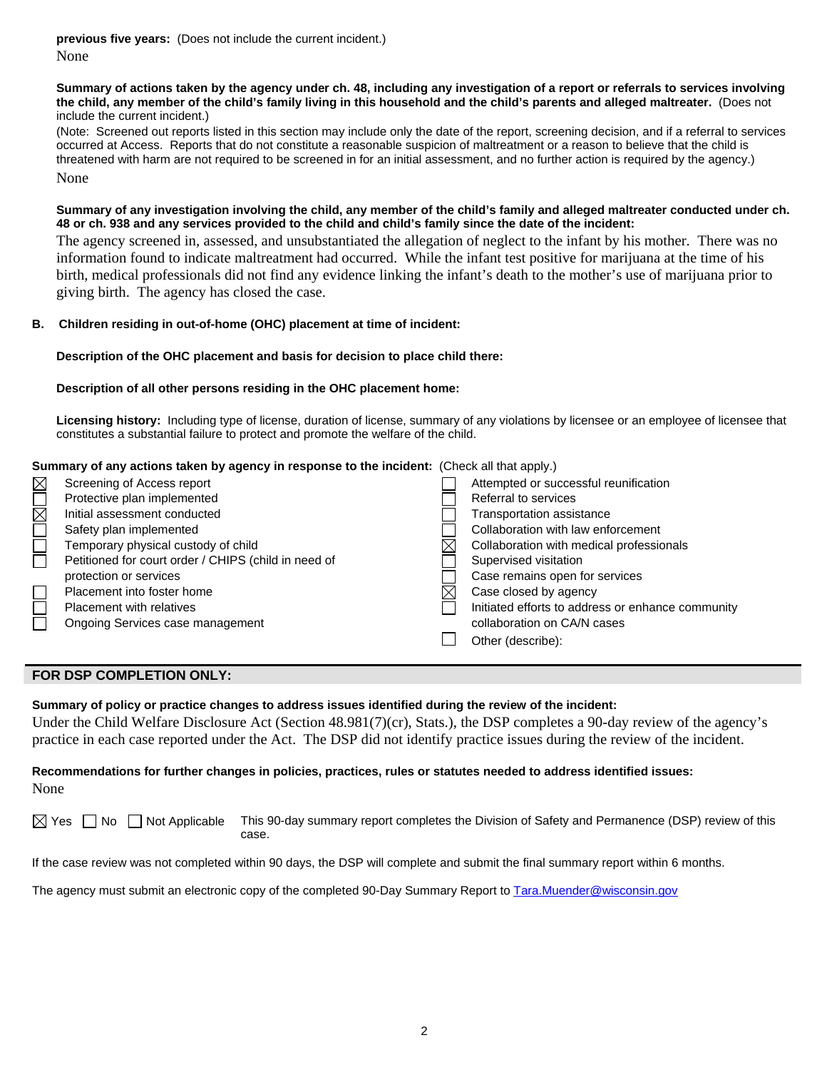**previous five years:** (Does not include the current incident.)

None

**Summary of actions taken by the agency under ch. 48, including any investigation of a report or referrals to services involving the child, any member of the child's family living in this household and the child's parents and alleged maltreater.** (Does not include the current incident.)

(Note: Screened out reports listed in this section may include only the date of the report, screening decision, and if a referral to services occurred at Access. Reports that do not constitute a reasonable suspicion of maltreatment or a reason to believe that the child is threatened with harm are not required to be screened in for an initial assessment, and no further action is required by the agency.)

None

**Summary of any investigation involving the child, any member of the child's family and alleged maltreater conducted under ch. 48 or ch. 938 and any services provided to the child and child's family since the date of the incident:**

The agency screened in, assessed, and unsubstantiated the allegation of neglect to the infant by his mother. There was no information found to indicate maltreatment had occurred. While the infant test positive for marijuana at the time of his birth, medical professionals did not find any evidence linking the infant's death to the mother's use of marijuana prior to giving birth. The agency has closed the case.

**B. Children residing in out-of-home (OHC) placement at time of incident:**

**Description of the OHC placement and basis for decision to place child there:**

**Description of all other persons residing in the OHC placement home:**

**Licensing history:** Including type of license, duration of license, summary of any violations by licensee or an employee of licensee that constitutes a substantial failure to protect and promote the welfare of the child.

**Summary of any actions taken by agency in response to the incident:** (Check all that apply.)

- [x] Screening of Access report
- [ ] Protective plan implemented
- [x] Initial assessment conducted
- [ ] Safety plan implemented
- [ ] Temporary physical custody of child
- [ ] Petitioned for court order / CHIPS (child in need of protection or services
- [ ] Placement into foster home
- [ ] Placement with relatives
- [ ] Ongoing Services case management
- [ ] Attempted or successful reunification
- [ ] Referral to services
- [ ] Transportation assistance
- [ ] Collaboration with law enforcement
- [x] Collaboration with medical professionals
- [ ] Supervised visitation
- [ ] Case remains open for services
- [x] Case closed by agency
- [ ] Initiated efforts to address or enhance community collaboration on CA/N cases
- [ ] Other (describe):

## FOR DSP COMPLETION ONLY:

**Summary of policy or practice changes to address issues identified during the review of the incident:**

Under the Child Welfare Disclosure Act (Section 48.981(7)(cr), Stats.), the DSP completes a 90-day review of the agency's practice in each case reported under the Act. The DSP did not identify practice issues during the review of the incident.

**Recommendations for further changes in policies, practices, rules or statutes needed to address identified issues:**

None

[x] Yes [ ] No [ ] Not Applicable This 90-day summary report completes the Division of Safety and Permanence (DSP) review of this case.

If the case review was not completed within 90 days, the DSP will complete and submit the final summary report within 6 months.

The agency must submit an electronic copy of the completed 90-Day Summary Report to Tara.Muender@wisconsin.gov